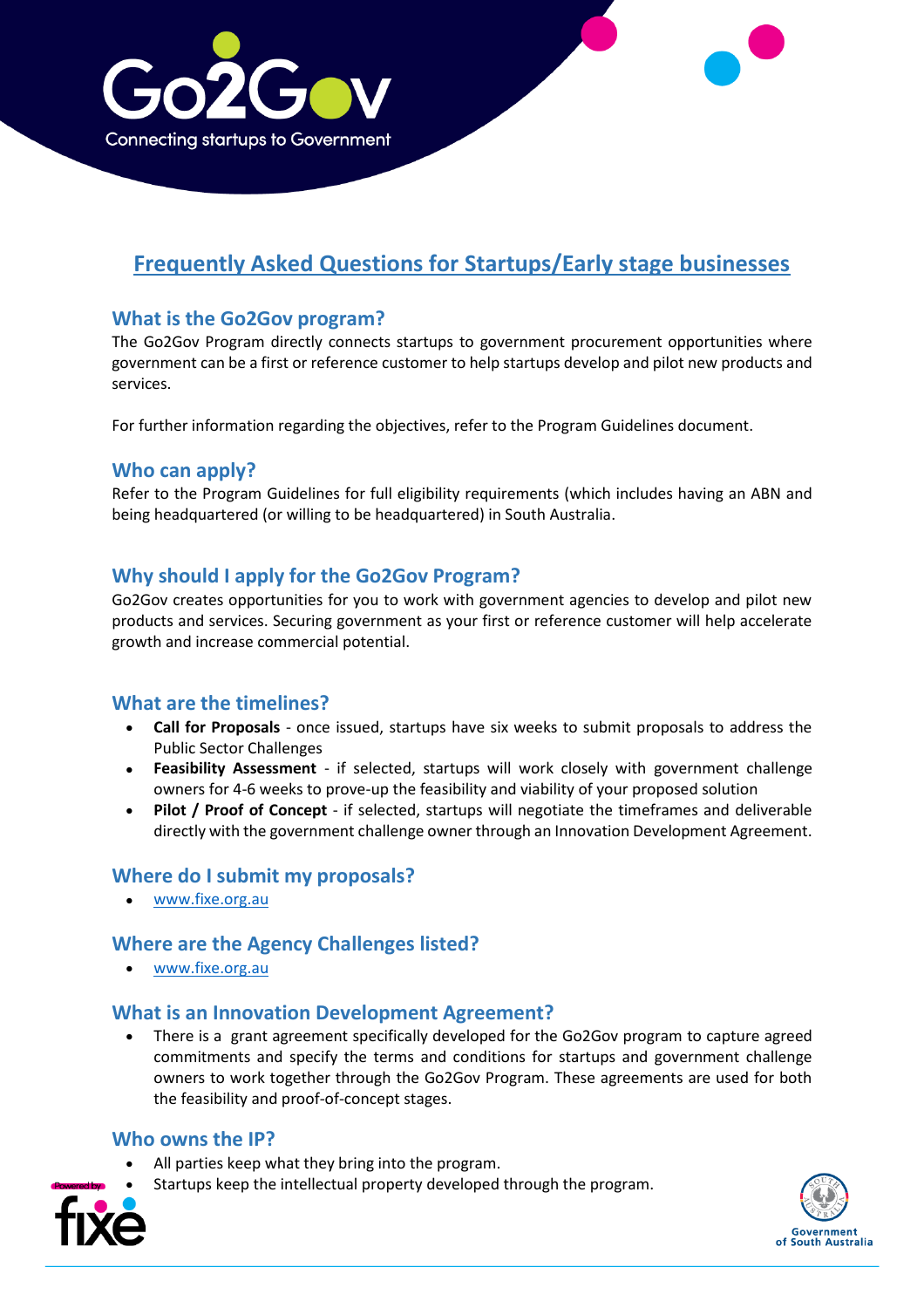# Frequently Asked Questions for Startups/Early stage businesses

## What is the Go2Gov program?

The Go2Gov Program directly connects startups to government procurement opportunities where government can be a first or reference customer to help startups develop and pilot new products and services.

For further information regarding the objectives, refer to the Program Guidelines document.

## Who can apply?

Refer to the Program Guidelines for full eligibility requirements (which includes having an ABN and being headquartered (or willing to be headquartered) in South Australia.

## Why should I apply for the Go2Gov Program?

Go2Gov creates opportunities for you to work with government agencies to develop and pilot new products and services. Securing government as your first or reference customer will help accelerate growth and increase commercial potential.

## What are the timelines?

- **Call for Proposals** - once issued, startups have six weeks to submit proposals to address the Public Sector Challenges
- **Feasibility Assessment** - if selected, startups will work closely with government challenge owners for 4-6 weeks to prove-up the feasibility and viability of your proposed solution
- **Pilot / Proof of Concept** - if selected, startups will negotiate the timeframes and deliverable directly with the government challenge owner through an Innovation Development Agreement.

## Where do I submit my proposals?

- www.fixe.org.au

## Where are the Agency Challenges listed?

- www.fixe.org.au

## What is an Innovation Development Agreement?

- There is a grant agreement specifically developed for the Go2Gov program to capture agreed commitments and specify the terms and conditions for startups and government challenge owners to work together through the Go2Gov Program. These agreements are used for both the feasibility and proof-of-concept stages.

## Who owns the IP?

- All parties keep what they bring into the program.
- Startups keep the intellectual property developed through the program.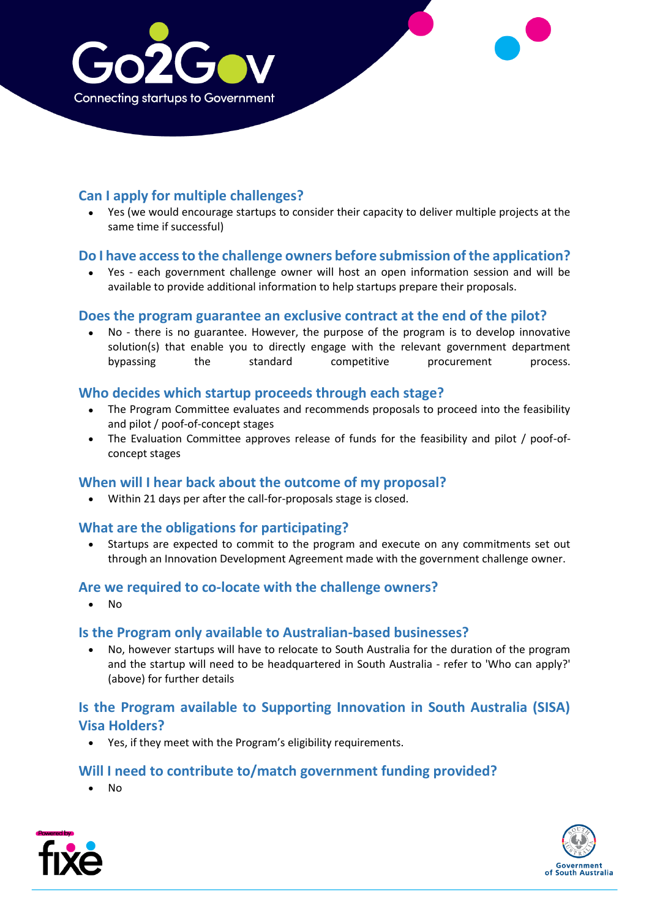## Can I apply for multiple challenges?

- Yes (we would encourage startups to consider their capacity to deliver multiple projects at the same time if successful)

## Do I have access to the challenge owners before submission of the application?

- Yes - each government challenge owner will host an open information session and will be available to provide additional information to help startups prepare their proposals.

## Does the program guarantee an exclusive contract at the end of the pilot?

- No - there is no guarantee. However, the purpose of the program is to develop innovative solution(s) that enable you to directly engage with the relevant government department bypassing the standard competitive procurement process.

## Who decides which startup proceeds through each stage?

- The Program Committee evaluates and recommends proposals to proceed into the feasibility and pilot / poof-of-concept stages
- The Evaluation Committee approves release of funds for the feasibility and pilot / poof-of-concept stages

## When will I hear back about the outcome of my proposal?

- Within 21 days per after the call-for-proposals stage is closed.

## What are the obligations for participating?

- Startups are expected to commit to the program and execute on any commitments set out through an Innovation Development Agreement made with the government challenge owner.

## Are we required to co-locate with the challenge owners?

- No

## Is the Program only available to Australian-based businesses?

- No, however startups will have to relocate to South Australia for the duration of the program and the startup will need to be headquartered in South Australia - refer to 'Who can apply?' (above) for further details

## Is the Program available to Supporting Innovation in South Australia (SISA) Visa Holders?

- Yes, if they meet with the Program's eligibility requirements.

## Will I need to contribute to/match government funding provided?

- No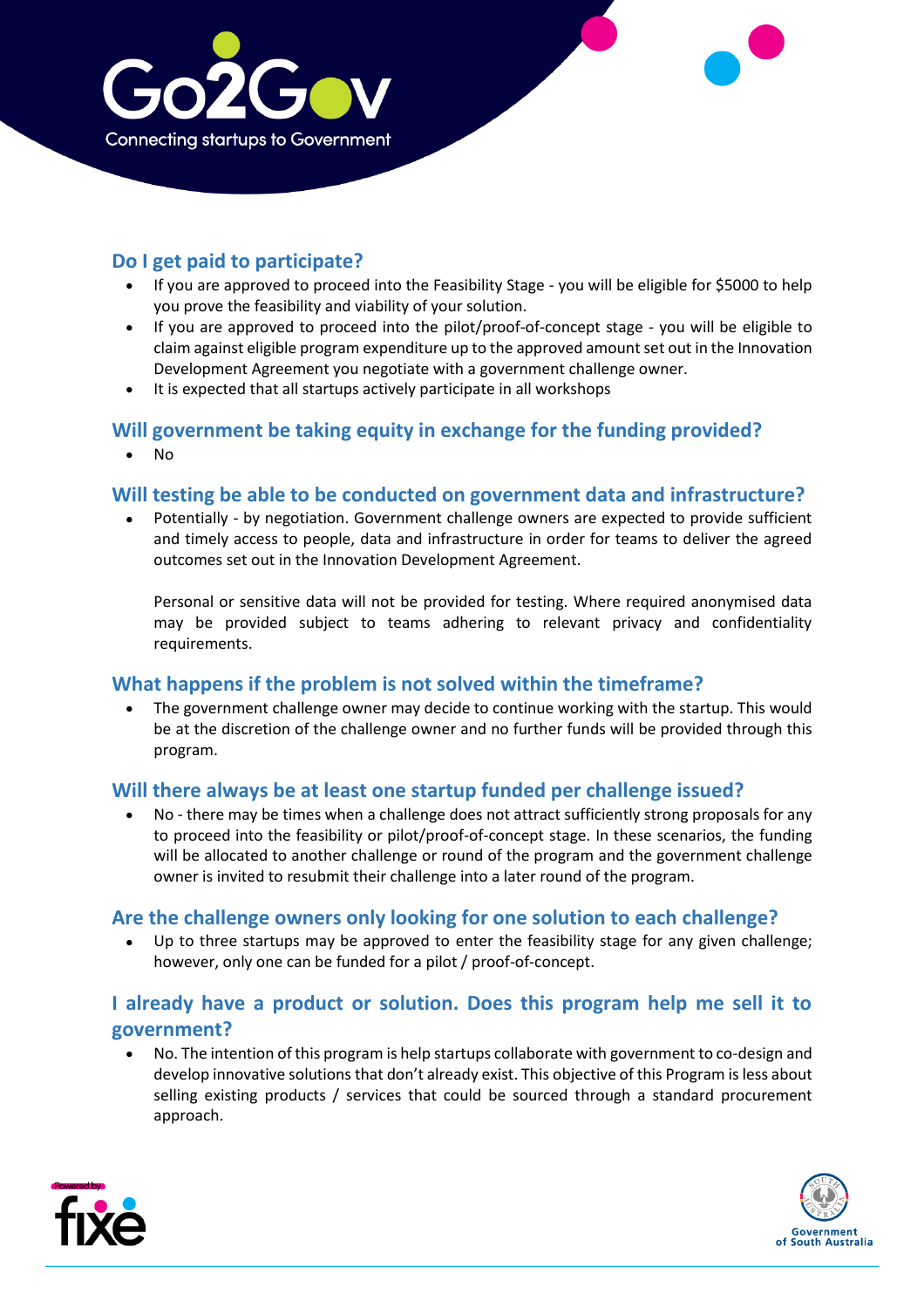## Do I get paid to participate?

- If you are approved to proceed into the Feasibility Stage - you will be eligible for $5000 to help you prove the feasibility and viability of your solution.
- If you are approved to proceed into the pilot/proof-of-concept stage - you will be eligible to claim against eligible program expenditure up to the approved amount set out in the Innovation Development Agreement you negotiate with a government challenge owner.
- It is expected that all startups actively participate in all workshops

## Will government be taking equity in exchange for the funding provided?

- No

## Will testing be able to be conducted on government data and infrastructure?

- Potentially - by negotiation. Government challenge owners are expected to provide sufficient and timely access to people, data and infrastructure in order for teams to deliver the agreed outcomes set out in the Innovation Development Agreement.

  Personal or sensitive data will not be provided for testing. Where required anonymised data may be provided subject to teams adhering to relevant privacy and confidentiality requirements.

## What happens if the problem is not solved within the timeframe?

- The government challenge owner may decide to continue working with the startup. This would be at the discretion of the challenge owner and no further funds will be provided through this program.

## Will there always be at least one startup funded per challenge issued?

- No - there may be times when a challenge does not attract sufficiently strong proposals for any to proceed into the feasibility or pilot/proof-of-concept stage. In these scenarios, the funding will be allocated to another challenge or round of the program and the government challenge owner is invited to resubmit their challenge into a later round of the program.

## Are the challenge owners only looking for one solution to each challenge?

- Up to three startups may be approved to enter the feasibility stage for any given challenge; however, only one can be funded for a pilot / proof-of-concept.

## I already have a product or solution. Does this program help me sell it to government?

- No. The intention of this program is help startups collaborate with government to co-design and develop innovative solutions that don't already exist. This objective of this Program is less about selling existing products / services that could be sourced through a standard procurement approach.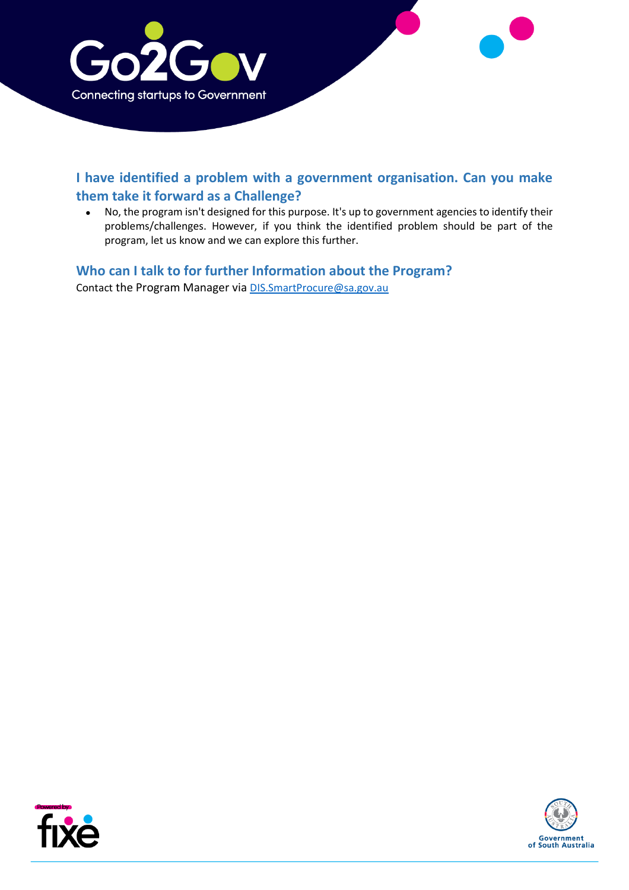### I have identified a problem with a government organisation. Can you make them take it forward as a Challenge?

- No, the program isn't designed for this purpose. It's up to government agencies to identify their problems/challenges. However, if you think the identified problem should be part of the program, let us know and we can explore this further.

### Who can I talk to for further Information about the Program?

Contact the Program Manager via DIS.SmartProcure@sa.gov.au